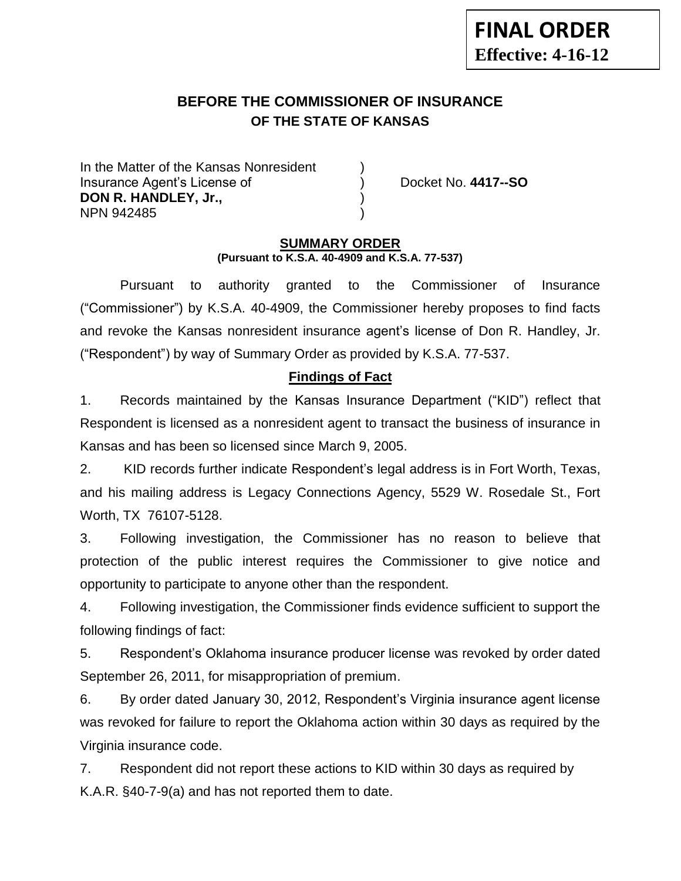**FINAL ORDER**
**Effective: 4-16-12**

# BEFORE THE COMMISSIONER OF INSURANCE
## OF THE STATE OF KANSAS

In the Matter of the Kansas Nonresident )
Insurance Agent's License of ) Docket No. **4417--SO**
**DON R. HANDLEY, Jr.,** )
NPN 942485 )

## SUMMARY ORDER
**(Pursuant to K.S.A. 40-4909 and K.S.A. 77-537)**

Pursuant to authority granted to the Commissioner of Insurance ("Commissioner") by K.S.A. 40-4909, the Commissioner hereby proposes to find facts and revoke the Kansas nonresident insurance agent's license of Don R. Handley, Jr. ("Respondent") by way of Summary Order as provided by K.S.A. 77-537.

### Findings of Fact

1. Records maintained by the Kansas Insurance Department ("KID") reflect that Respondent is licensed as a nonresident agent to transact the business of insurance in Kansas and has been so licensed since March 9, 2005.

2. KID records further indicate Respondent's legal address is in Fort Worth, Texas, and his mailing address is Legacy Connections Agency, 5529 W. Rosedale St., Fort Worth, TX 76107-5128.

3. Following investigation, the Commissioner has no reason to believe that protection of the public interest requires the Commissioner to give notice and opportunity to participate to anyone other than the respondent.

4. Following investigation, the Commissioner finds evidence sufficient to support the following findings of fact:

5. Respondent's Oklahoma insurance producer license was revoked by order dated September 26, 2011, for misappropriation of premium.

6. By order dated January 30, 2012, Respondent's Virginia insurance agent license was revoked for failure to report the Oklahoma action within 30 days as required by the Virginia insurance code.

7. Respondent did not report these actions to KID within 30 days as required by K.A.R. §40-7-9(a) and has not reported them to date.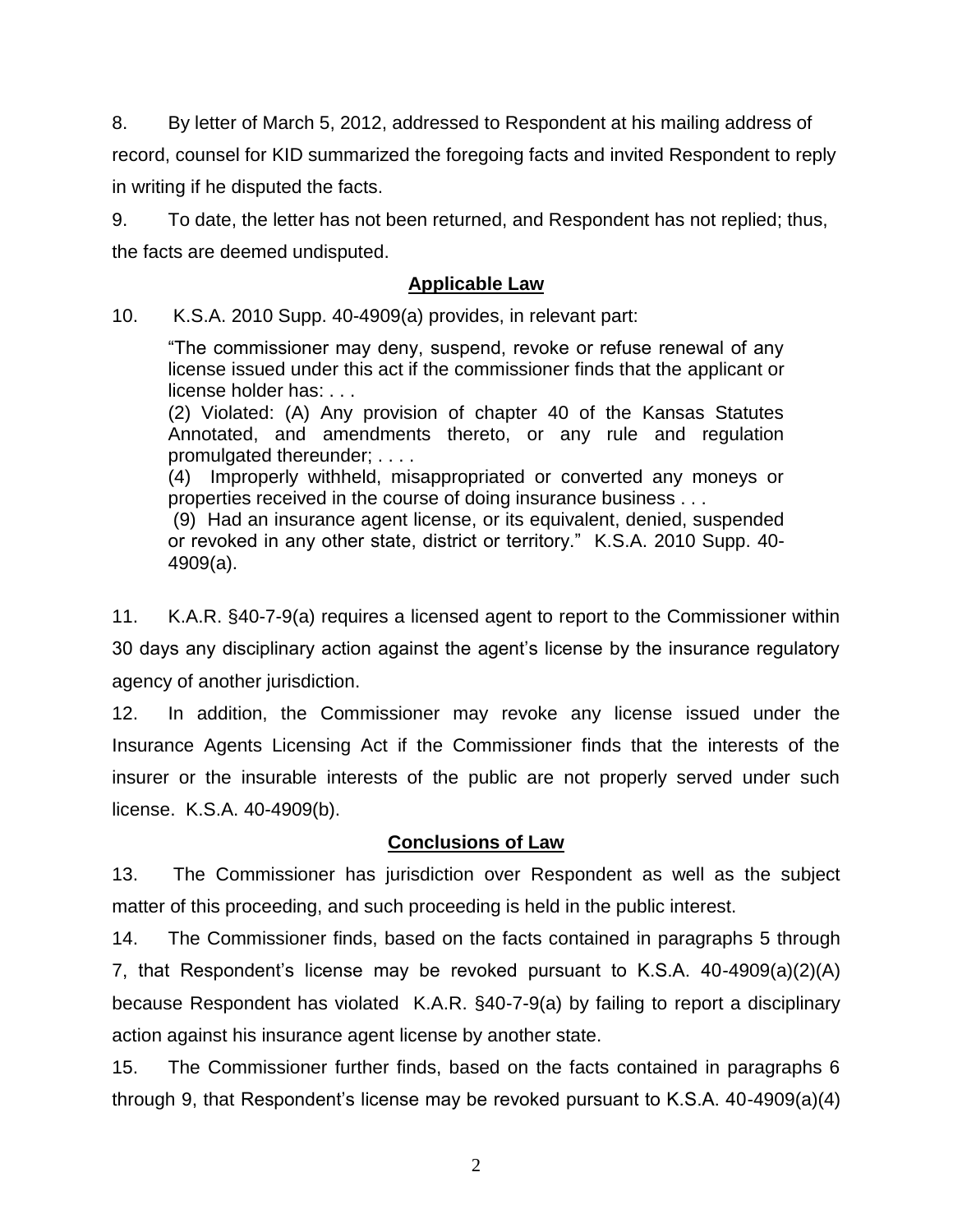8. By letter of March 5, 2012, addressed to Respondent at his mailing address of record, counsel for KID summarized the foregoing facts and invited Respondent to reply in writing if he disputed the facts.

9. To date, the letter has not been returned, and Respondent has not replied; thus, the facts are deemed undisputed.

## Applicable Law

10. K.S.A. 2010 Supp. 40-4909(a) provides, in relevant part:

> "The commissioner may deny, suspend, revoke or refuse renewal of any license issued under this act if the commissioner finds that the applicant or license holder has: . . .
> (2) Violated: (A) Any provision of chapter 40 of the Kansas Statutes Annotated, and amendments thereto, or any rule and regulation promulgated thereunder; . . . .
> (4) Improperly withheld, misappropriated or converted any moneys or properties received in the course of doing insurance business . . .
> (9) Had an insurance agent license, or its equivalent, denied, suspended or revoked in any other state, district or territory." K.S.A. 2010 Supp. 40-4909(a).

11. K.A.R. §40-7-9(a) requires a licensed agent to report to the Commissioner within 30 days any disciplinary action against the agent's license by the insurance regulatory agency of another jurisdiction.

12. In addition, the Commissioner may revoke any license issued under the Insurance Agents Licensing Act if the Commissioner finds that the interests of the insurer or the insurable interests of the public are not properly served under such license. K.S.A. 40-4909(b).

## Conclusions of Law

13. The Commissioner has jurisdiction over Respondent as well as the subject matter of this proceeding, and such proceeding is held in the public interest.

14. The Commissioner finds, based on the facts contained in paragraphs 5 through 7, that Respondent's license may be revoked pursuant to K.S.A. 40-4909(a)(2)(A) because Respondent has violated K.A.R. §40-7-9(a) by failing to report a disciplinary action against his insurance agent license by another state.

15. The Commissioner further finds, based on the facts contained in paragraphs 6 through 9, that Respondent's license may be revoked pursuant to K.S.A. 40-4909(a)(4)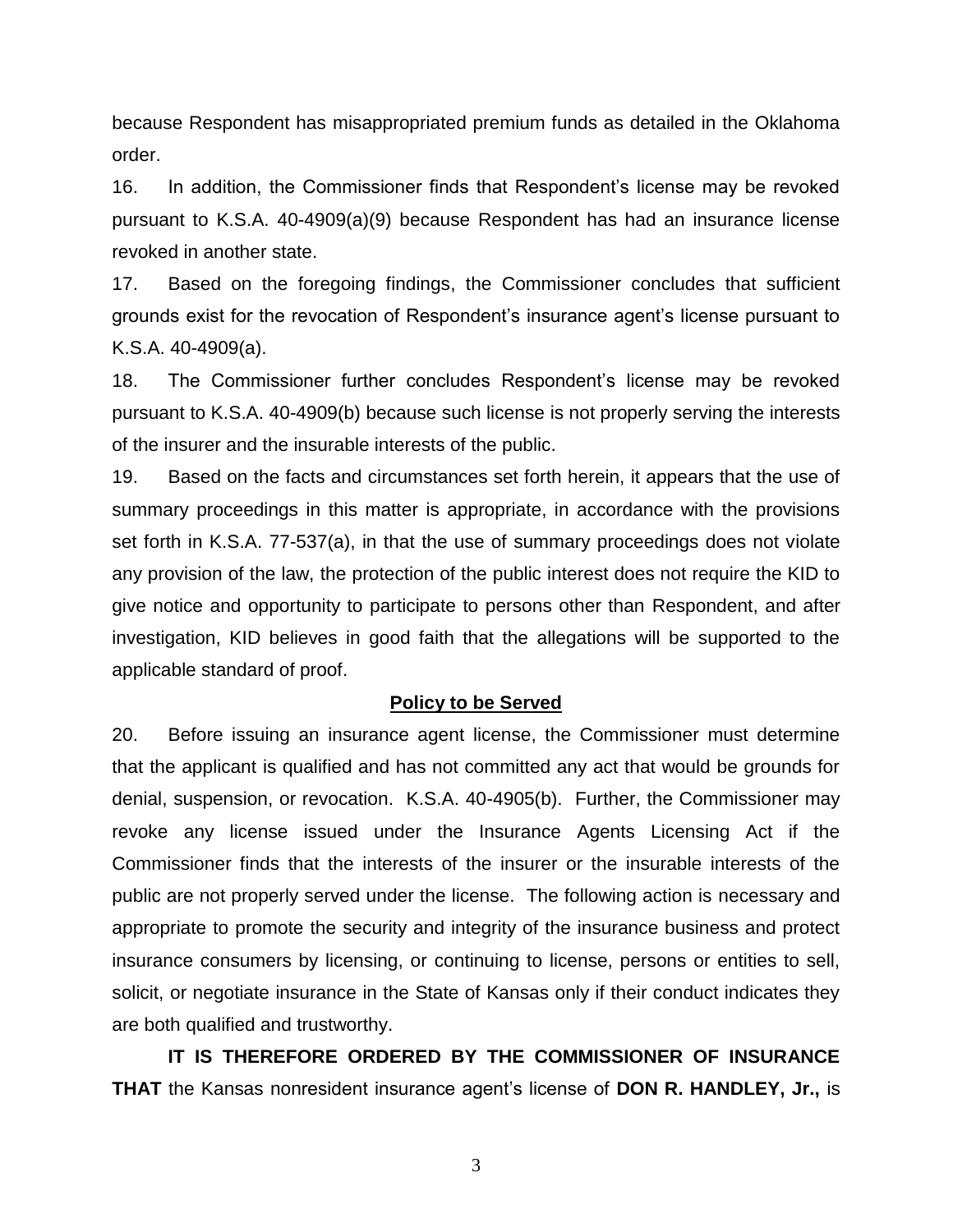because Respondent has misappropriated premium funds as detailed in the Oklahoma order.

16. In addition, the Commissioner finds that Respondent's license may be revoked pursuant to K.S.A. 40-4909(a)(9) because Respondent has had an insurance license revoked in another state.

17. Based on the foregoing findings, the Commissioner concludes that sufficient grounds exist for the revocation of Respondent's insurance agent's license pursuant to K.S.A. 40-4909(a).

18. The Commissioner further concludes Respondent's license may be revoked pursuant to K.S.A. 40-4909(b) because such license is not properly serving the interests of the insurer and the insurable interests of the public.

19. Based on the facts and circumstances set forth herein, it appears that the use of summary proceedings in this matter is appropriate, in accordance with the provisions set forth in K.S.A. 77-537(a), in that the use of summary proceedings does not violate any provision of the law, the protection of the public interest does not require the KID to give notice and opportunity to participate to persons other than Respondent, and after investigation, KID believes in good faith that the allegations will be supported to the applicable standard of proof.

**Policy to be Served**

20. Before issuing an insurance agent license, the Commissioner must determine that the applicant is qualified and has not committed any act that would be grounds for denial, suspension, or revocation. K.S.A. 40-4905(b). Further, the Commissioner may revoke any license issued under the Insurance Agents Licensing Act if the Commissioner finds that the interests of the insurer or the insurable interests of the public are not properly served under the license. The following action is necessary and appropriate to promote the security and integrity of the insurance business and protect insurance consumers by licensing, or continuing to license, persons or entities to sell, solicit, or negotiate insurance in the State of Kansas only if their conduct indicates they are both qualified and trustworthy.

**IT IS THEREFORE ORDERED BY THE COMMISSIONER OF INSURANCE THAT** the Kansas nonresident insurance agent's license of **DON R. HANDLEY, Jr.,** is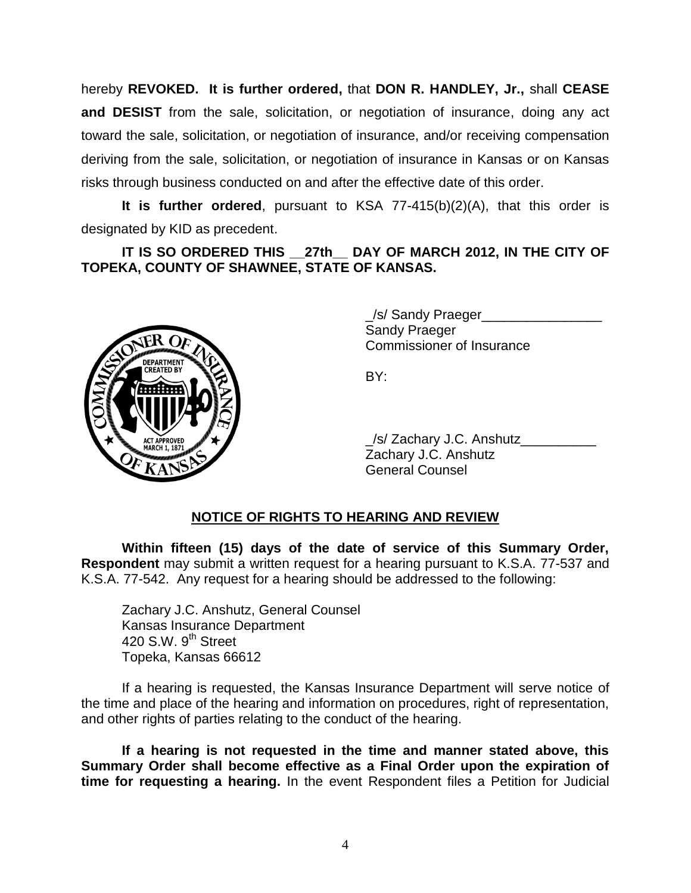hereby **REVOKED. It is further ordered,** that **DON R. HANDLEY, Jr.,** shall **CEASE and DESIST** from the sale, solicitation, or negotiation of insurance, doing any act toward the sale, solicitation, or negotiation of insurance, and/or receiving compensation deriving from the sale, solicitation, or negotiation of insurance in Kansas or on Kansas risks through business conducted on and after the effective date of this order.

**It is further ordered**, pursuant to KSA 77-415(b)(2)(A), that this order is designated by KID as precedent.

**IT IS SO ORDERED THIS \_\_27th\_\_ DAY OF MARCH 2012, IN THE CITY OF TOPEKA, COUNTY OF SHAWNEE, STATE OF KANSAS.**

_/s/ Sandy Praeger________________
Sandy Praeger
Commissioner of Insurance

BY:

_/s/ Zachary J.C. Anshutz__________
Zachary J.C. Anshutz
General Counsel

## NOTICE OF RIGHTS TO HEARING AND REVIEW

**Within fifteen (15) days of the date of service of this Summary Order, Respondent** may submit a written request for a hearing pursuant to K.S.A. 77-537 and K.S.A. 77-542. Any request for a hearing should be addressed to the following:

Zachary J.C. Anshutz, General Counsel
Kansas Insurance Department
420 S.W. 9th Street
Topeka, Kansas 66612

If a hearing is requested, the Kansas Insurance Department will serve notice of the time and place of the hearing and information on procedures, right of representation, and other rights of parties relating to the conduct of the hearing.

**If a hearing is not requested in the time and manner stated above, this Summary Order shall become effective as a Final Order upon the expiration of time for requesting a hearing.** In the event Respondent files a Petition for Judicial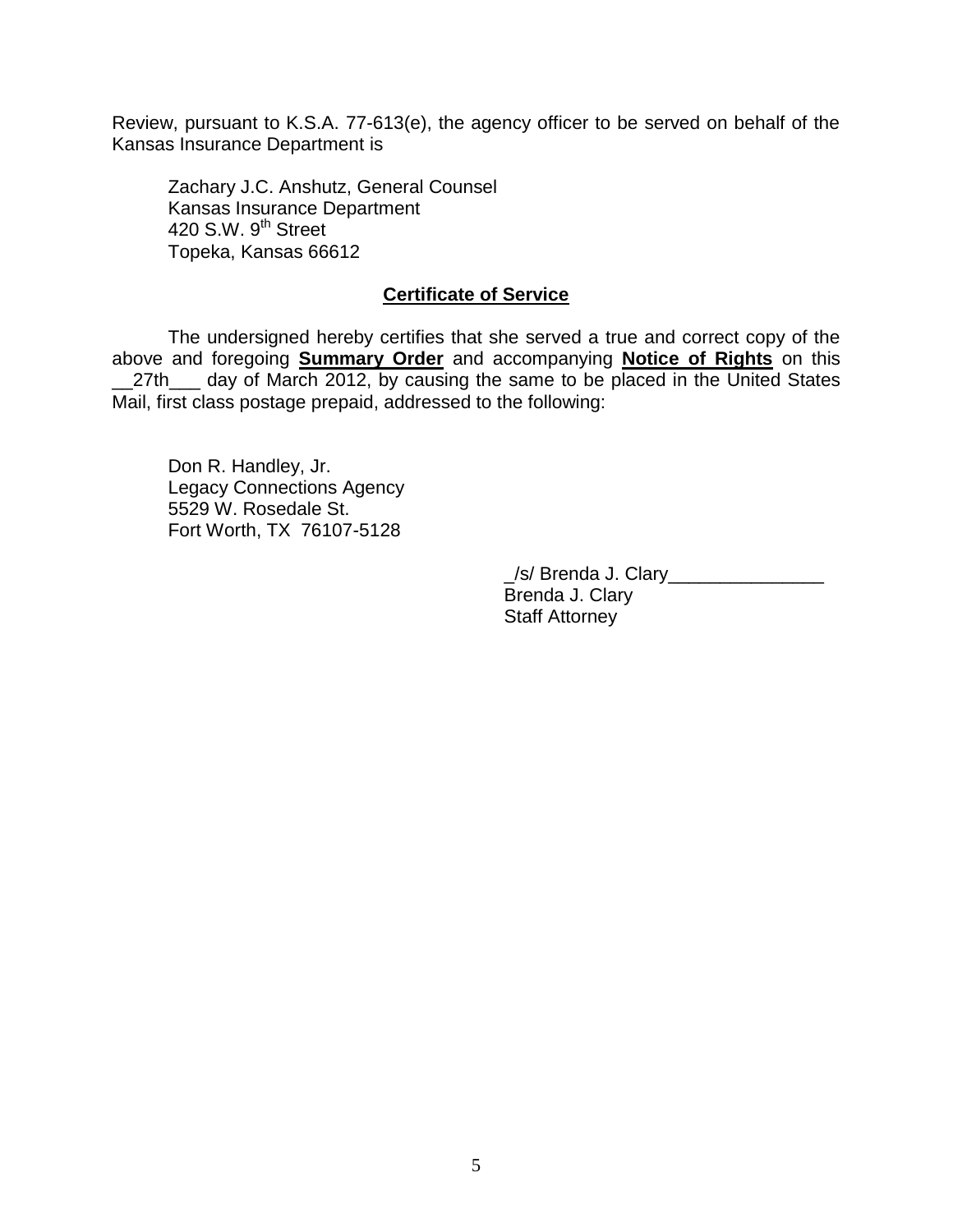Review, pursuant to K.S.A. 77-613(e), the agency officer to be served on behalf of the Kansas Insurance Department is

Zachary J.C. Anshutz, General Counsel
Kansas Insurance Department
420 S.W. 9th Street
Topeka, Kansas 66612

## Certificate of Service

The undersigned hereby certifies that she served a true and correct copy of the above and foregoing **Summary Order** and accompanying **Notice of Rights** on this __27th___ day of March 2012, by causing the same to be placed in the United States Mail, first class postage prepaid, addressed to the following:

Don R. Handley, Jr.
Legacy Connections Agency
5529 W. Rosedale St.
Fort Worth, TX 76107-5128

_/s/ Brenda J. Clary_______________
Brenda J. Clary
Staff Attorney